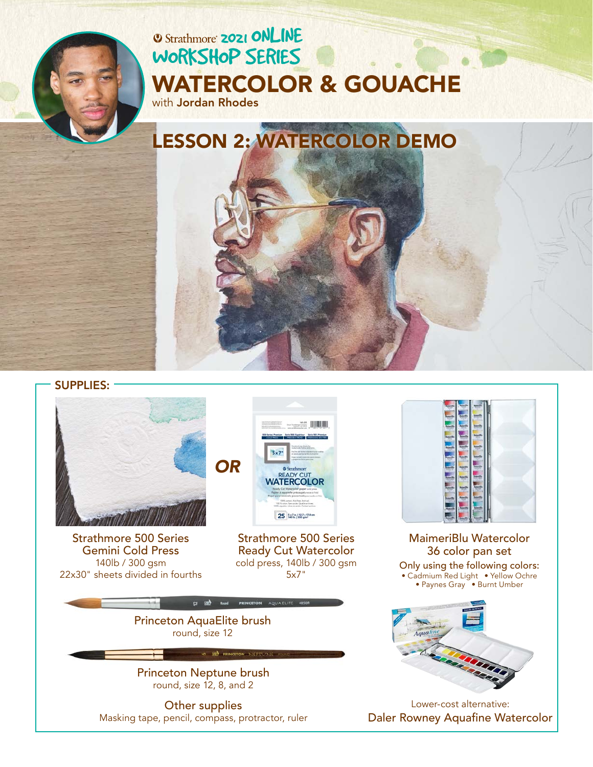Strathmore 2021 ONLINE WORKSHOP SERIES

# WATERCOLOR & GOUACHE

with **Jordan Rhodes**

## LESSON 2: WATERCOLOR DEMO

### SUPPLIES:

**Strathmore 500 Series Gemini Cold Press**
140lb / 300 gsm
22x30" sheets divided in fourths

*OR*

**Strathmore 500 Series Ready Cut Watercolor**
cold press, 140lb / 300 gsm
5x7"

**MaimeriBlu Watercolor 36 color pan set**
Only using the following colors:
- Cadmium Red Light
- Yellow Ochre
- Paynes Gray
- Burnt Umber

**Princeton AquaElite brush**
round, size 12

**Princeton Neptune brush**
round, size 12, 8, and 2

**Other supplies**
Masking tape, pencil, compass, protractor, ruler

Lower-cost alternative:
**Daler Rowney Aquafine Watercolor**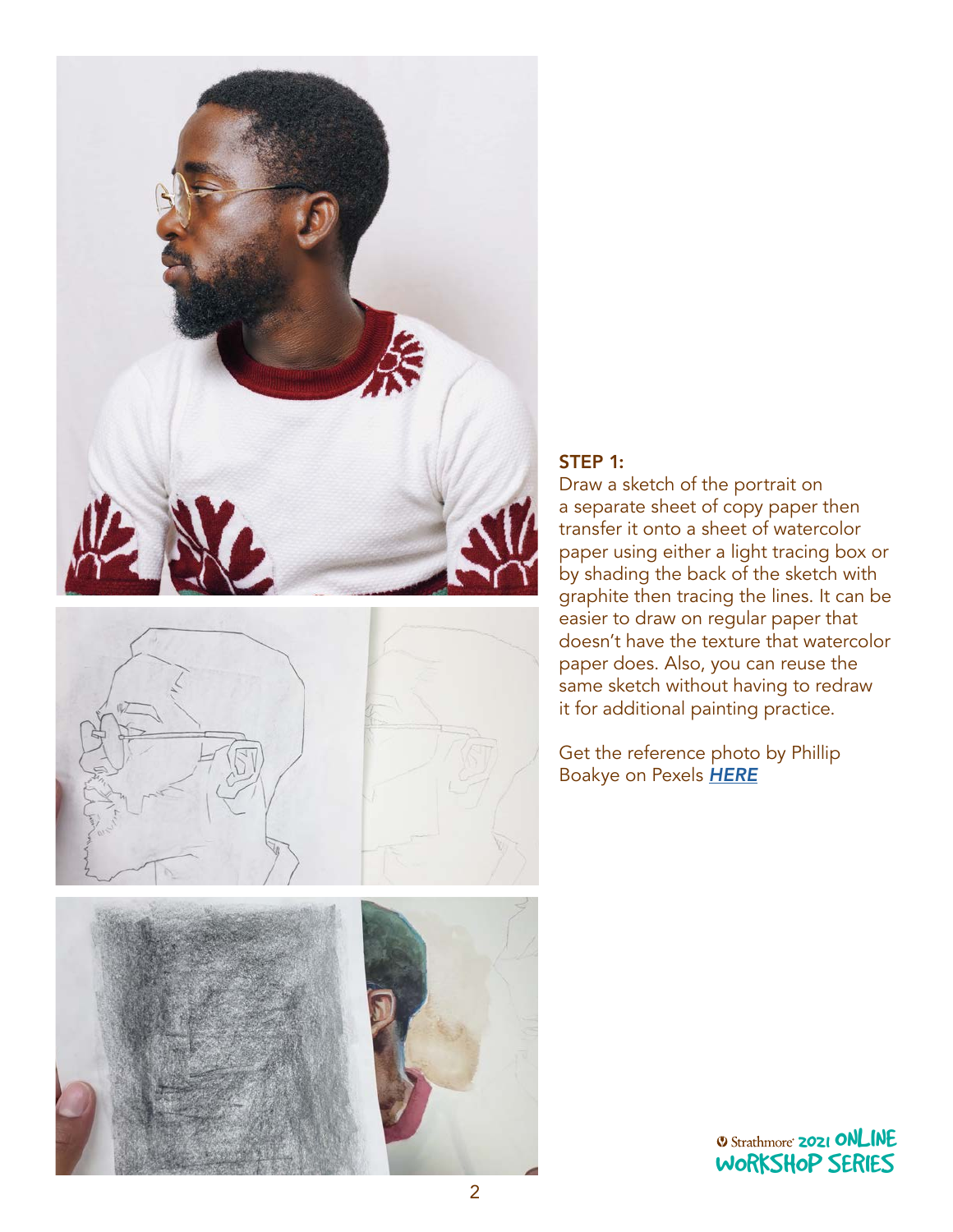### STEP 1:

Draw a sketch of the portrait on a separate sheet of copy paper then transfer it onto a sheet of watercolor paper using either a light tracing box or by shading the back of the sketch with graphite then tracing the lines. It can be easier to draw on regular paper that doesn't have the texture that watercolor paper does. Also, you can reuse the same sketch without having to redraw it for additional painting practice.

Get the reference photo by Phillip Boakye on Pexels ***HERE***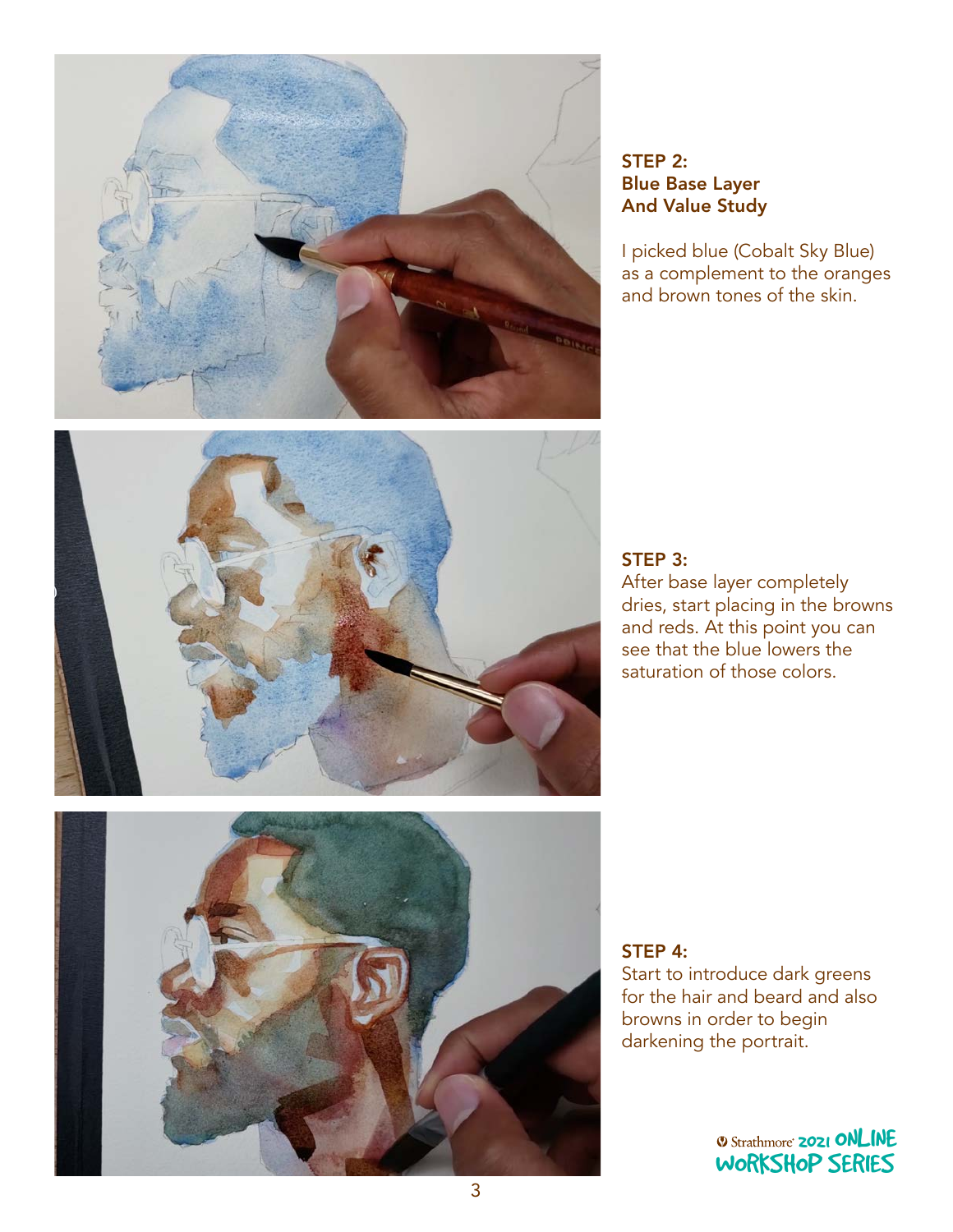## STEP 2: Blue Base Layer And Value Study

I picked blue (Cobalt Sky Blue) as a complement to the oranges and brown tones of the skin.

## STEP 3:

After base layer completely dries, start placing in the browns and reds. At this point you can see that the blue lowers the saturation of those colors.

## STEP 4:

Start to introduce dark greens for the hair and beard and also browns in order to begin darkening the portrait.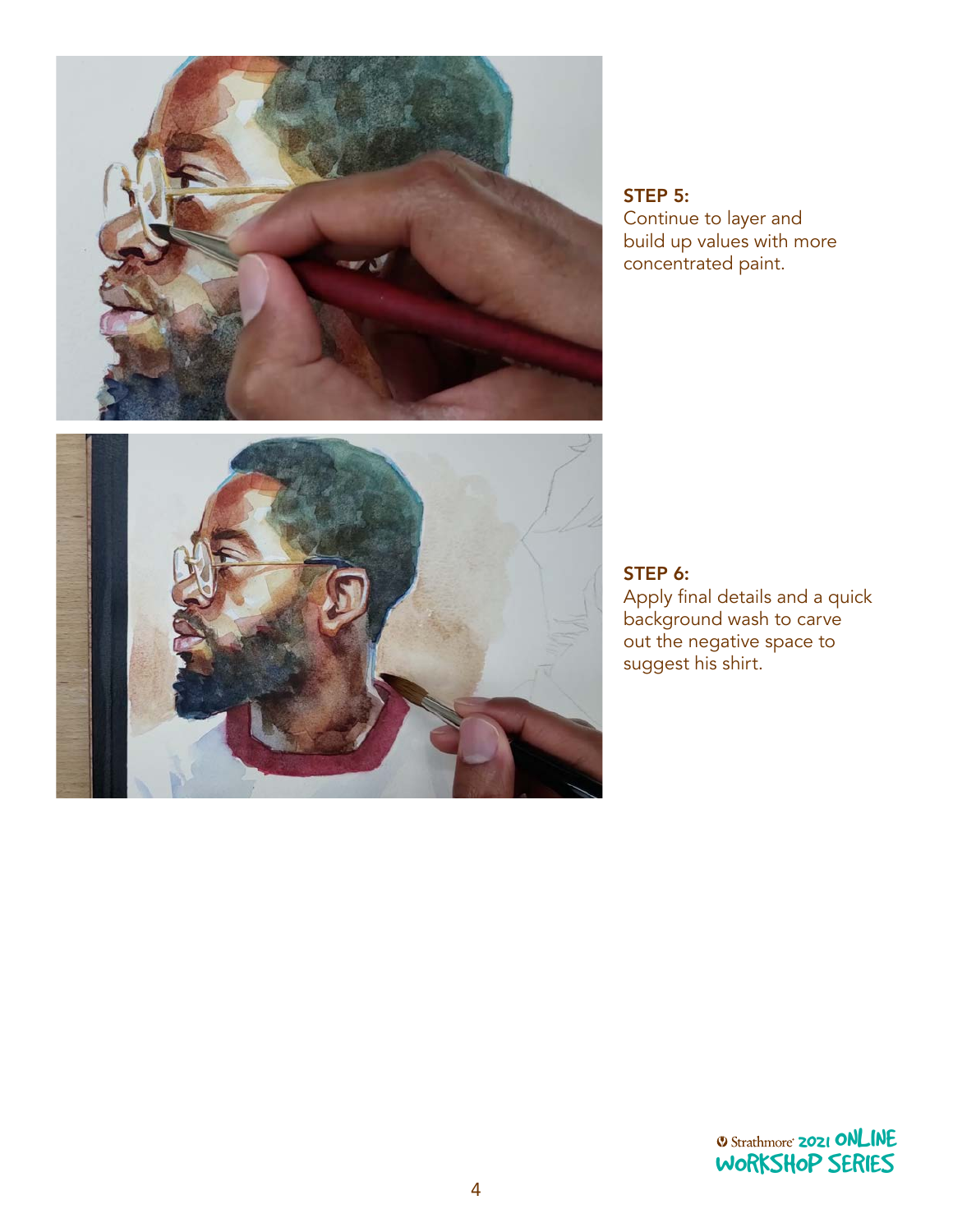**STEP 5:**
Continue to layer and build up values with more concentrated paint.

**STEP 6:**
Apply final details and a quick background wash to carve out the negative space to suggest his shirt.